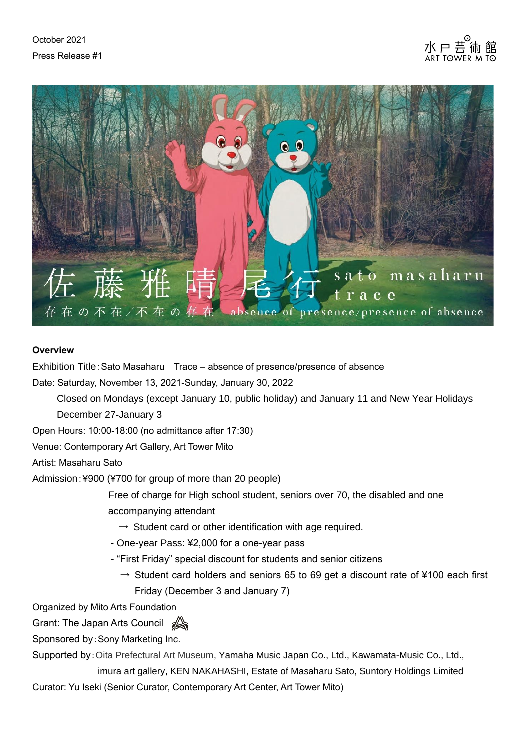October 2021

Press Release #1

水戸芸術館
ART TOWER MITO

佐藤雅晴 尾行 sato masaharu trace

存在の不在/不在の存在 absence of presence/presence of absence

**Overview**

Exhibition Title：Sato Masaharu　Trace – absence of presence/presence of absence

Date: Saturday, November 13, 2021-Sunday, January 30, 2022

Closed on Mondays (except January 10, public holiday) and January 11 and New Year Holidays December 27-January 3

Open Hours: 10:00-18:00 (no admittance after 17:30)

Venue: Contemporary Art Gallery, Art Tower Mito

Artist: Masaharu Sato

Admission：¥900 (¥700 for group of more than 20 people)

Free of charge for High school student, seniors over 70, the disabled and one accompanying attendant

→ Student card or other identification with age required.

- One-year Pass: ¥2,000 for a one-year pass
- “First Friday” special discount for students and senior citizens

→ Student card holders and seniors 65 to 69 get a discount rate of ¥100 each first Friday (December 3 and January 7)

Organized by Mito Arts Foundation

Grant: The Japan Arts Council

Sponsored by：Sony Marketing Inc.

Supported by：Oita Prefectural Art Museum, Yamaha Music Japan Co., Ltd., Kawamata-Music Co., Ltd., imura art gallery, KEN NAKAHASHI, Estate of Masaharu Sato, Suntory Holdings Limited

Curator: Yu Iseki (Senior Curator, Contemporary Art Center, Art Tower Mito)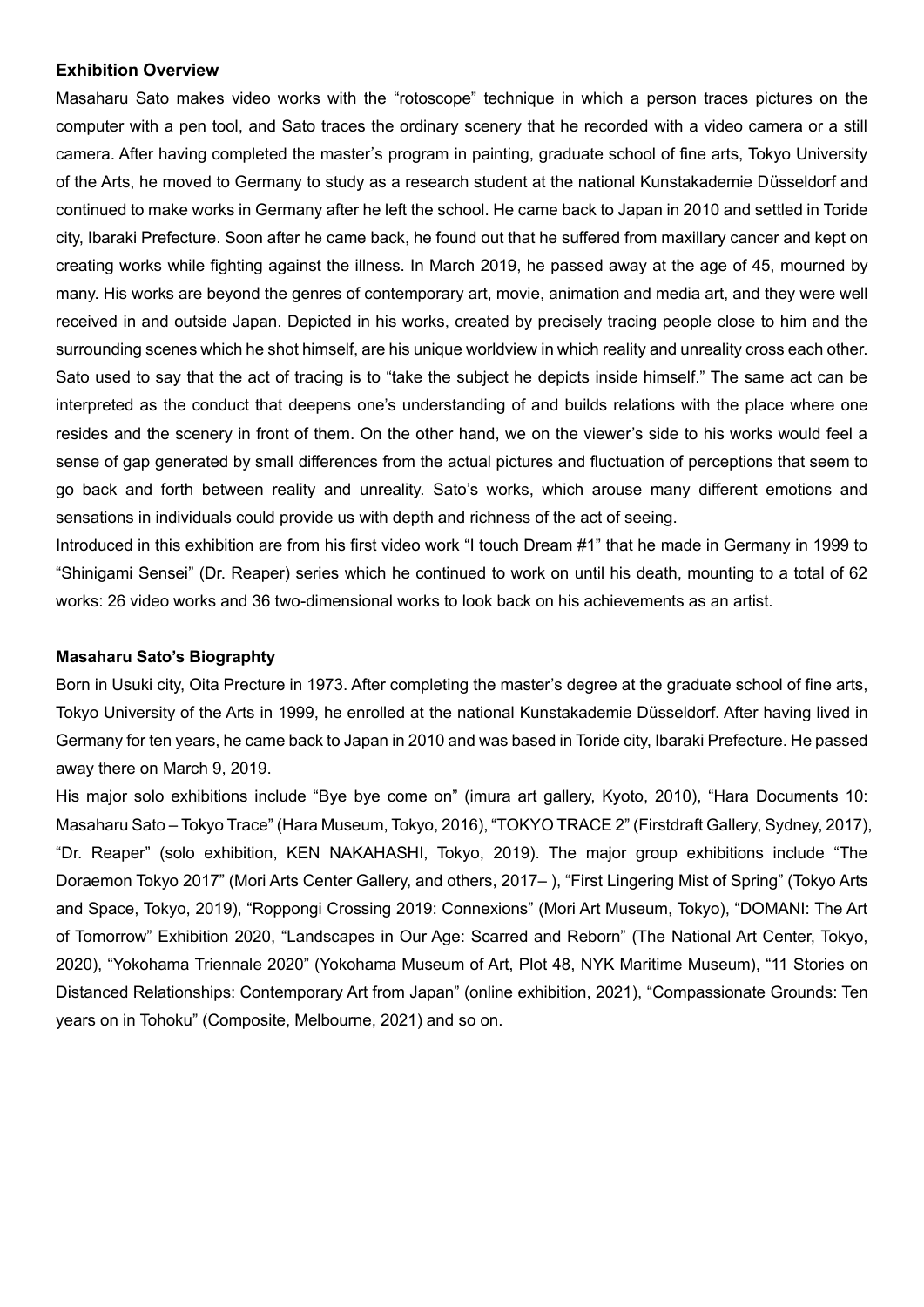**Exhibition Overview**

Masaharu Sato makes video works with the "rotoscope" technique in which a person traces pictures on the computer with a pen tool, and Sato traces the ordinary scenery that he recorded with a video camera or a still camera. After having completed the master's program in painting, graduate school of fine arts, Tokyo University of the Arts, he moved to Germany to study as a research student at the national Kunstakademie Düsseldorf and continued to make works in Germany after he left the school. He came back to Japan in 2010 and settled in Toride city, Ibaraki Prefecture. Soon after he came back, he found out that he suffered from maxillary cancer and kept on creating works while fighting against the illness. In March 2019, he passed away at the age of 45, mourned by many. His works are beyond the genres of contemporary art, movie, animation and media art, and they were well received in and outside Japan. Depicted in his works, created by precisely tracing people close to him and the surrounding scenes which he shot himself, are his unique worldview in which reality and unreality cross each other. Sato used to say that the act of tracing is to "take the subject he depicts inside himself." The same act can be interpreted as the conduct that deepens one's understanding of and builds relations with the place where one resides and the scenery in front of them. On the other hand, we on the viewer's side to his works would feel a sense of gap generated by small differences from the actual pictures and fluctuation of perceptions that seem to go back and forth between reality and unreality. Sato's works, which arouse many different emotions and sensations in individuals could provide us with depth and richness of the act of seeing.

Introduced in this exhibition are from his first video work "I touch Dream #1" that he made in Germany in 1999 to "Shinigami Sensei" (Dr. Reaper) series which he continued to work on until his death, mounting to a total of 62 works: 26 video works and 36 two-dimensional works to look back on his achievements as an artist.

**Masaharu Sato's Biographty**

Born in Usuki city, Oita Precture in 1973. After completing the master's degree at the graduate school of fine arts, Tokyo University of the Arts in 1999, he enrolled at the national Kunstakademie Düsseldorf. After having lived in Germany for ten years, he came back to Japan in 2010 and was based in Toride city, Ibaraki Prefecture. He passed away there on March 9, 2019.

His major solo exhibitions include "Bye bye come on" (imura art gallery, Kyoto, 2010), "Hara Documents 10: Masaharu Sato – Tokyo Trace" (Hara Museum, Tokyo, 2016), "TOKYO TRACE 2" (Firstdraft Gallery, Sydney, 2017), "Dr. Reaper" (solo exhibition, KEN NAKAHASHI, Tokyo, 2019). The major group exhibitions include "The Doraemon Tokyo 2017" (Mori Arts Center Gallery, and others, 2017– ), "First Lingering Mist of Spring" (Tokyo Arts and Space, Tokyo, 2019), "Roppongi Crossing 2019: Connexions" (Mori Art Museum, Tokyo), "DOMANI: The Art of Tomorrow" Exhibition 2020, "Landscapes in Our Age: Scarred and Reborn" (The National Art Center, Tokyo, 2020), "Yokohama Triennale 2020" (Yokohama Museum of Art, Plot 48, NYK Maritime Museum), "11 Stories on Distanced Relationships: Contemporary Art from Japan" (online exhibition, 2021), "Compassionate Grounds: Ten years on in Tohoku" (Composite, Melbourne, 2021) and so on.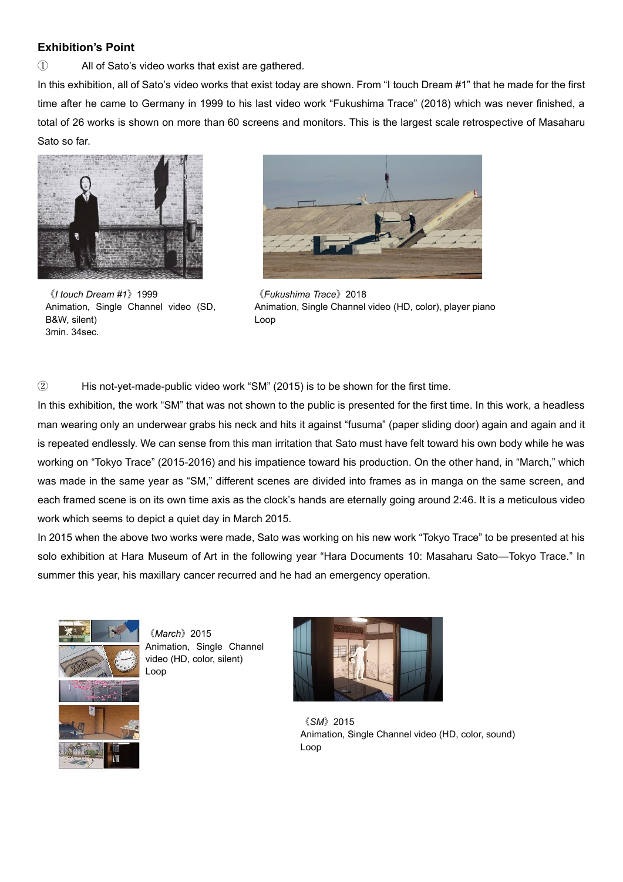## Exhibition's Point

① All of Sato's video works that exist are gathered.

In this exhibition, all of Sato's video works that exist today are shown. From "I touch Dream #1" that he made for the first time after he came to Germany in 1999 to his last video work "Fukushima Trace" (2018) which was never finished, a total of 26 works is shown on more than 60 screens and monitors. This is the largest scale retrospective of Masaharu Sato so far.

《*I touch Dream #1*》1999
Animation, Single Channel video (SD, B&W, silent)
3min. 34sec.

《*Fukushima Trace*》2018
Animation, Single Channel video (HD, color), player piano
Loop

② His not-yet-made-public video work "SM" (2015) is to be shown for the first time.

In this exhibition, the work "SM" that was not shown to the public is presented for the first time. In this work, a headless man wearing only an underwear grabs his neck and hits it against "fusuma" (paper sliding door) again and again and it is repeated endlessly. We can sense from this man irritation that Sato must have felt toward his own body while he was working on "Tokyo Trace" (2015-2016) and his impatience toward his production. On the other hand, in "March," which was made in the same year as "SM," different scenes are divided into frames as in manga on the same screen, and each framed scene is on its own time axis as the clock's hands are eternally going around 2:46. It is a meticulous video work which seems to depict a quiet day in March 2015.

In 2015 when the above two works were made, Sato was working on his new work "Tokyo Trace" to be presented at his solo exhibition at Hara Museum of Art in the following year "Hara Documents 10: Masaharu Sato—Tokyo Trace." In summer this year, his maxillary cancer recurred and he had an emergency operation.

《*March*》2015
Animation, Single Channel video (HD, color, silent)
Loop

《*SM*》2015
Animation, Single Channel video (HD, color, sound)
Loop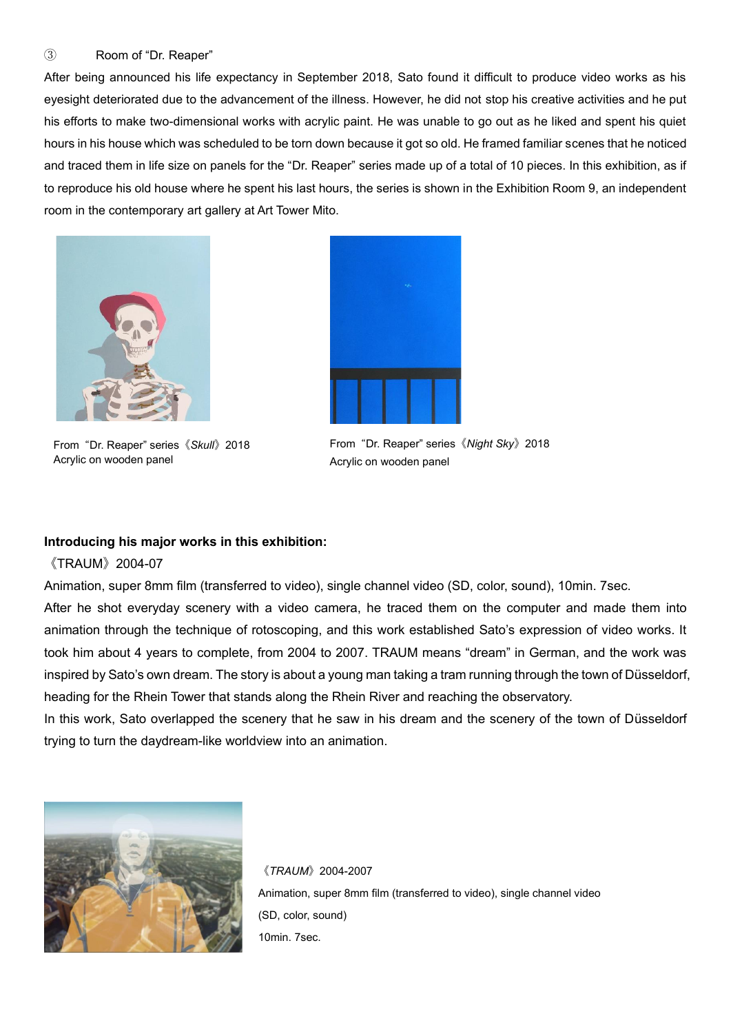③ Room of "Dr. Reaper"

After being announced his life expectancy in September 2018, Sato found it difficult to produce video works as his eyesight deteriorated due to the advancement of the illness. However, he did not stop his creative activities and he put his efforts to make two-dimensional works with acrylic paint. He was unable to go out as he liked and spent his quiet hours in his house which was scheduled to be torn down because it got so old. He framed familiar scenes that he noticed and traced them in life size on panels for the "Dr. Reaper" series made up of a total of 10 pieces. In this exhibition, as if to reproduce his old house where he spent his last hours, the series is shown in the Exhibition Room 9, an independent room in the contemporary art gallery at Art Tower Mito.

From "Dr. Reaper" series《*Skull*》2018
Acrylic on wooden panel

From "Dr. Reaper" series《*Night Sky*》2018
Acrylic on wooden panel

**Introducing his major works in this exhibition:**

《TRAUM》2004-07

Animation, super 8mm film (transferred to video), single channel video (SD, color, sound), 10min. 7sec.

After he shot everyday scenery with a video camera, he traced them on the computer and made them into animation through the technique of rotoscoping, and this work established Sato's expression of video works. It took him about 4 years to complete, from 2004 to 2007. TRAUM means "dream" in German, and the work was inspired by Sato's own dream. The story is about a young man taking a tram running through the town of Düsseldorf, heading for the Rhein Tower that stands along the Rhein River and reaching the observatory.

In this work, Sato overlapped the scenery that he saw in his dream and the scenery of the town of Düsseldorf trying to turn the daydream-like worldview into an animation.

《*TRAUM*》2004-2007
Animation, super 8mm film (transferred to video), single channel video (SD, color, sound)
10min. 7sec.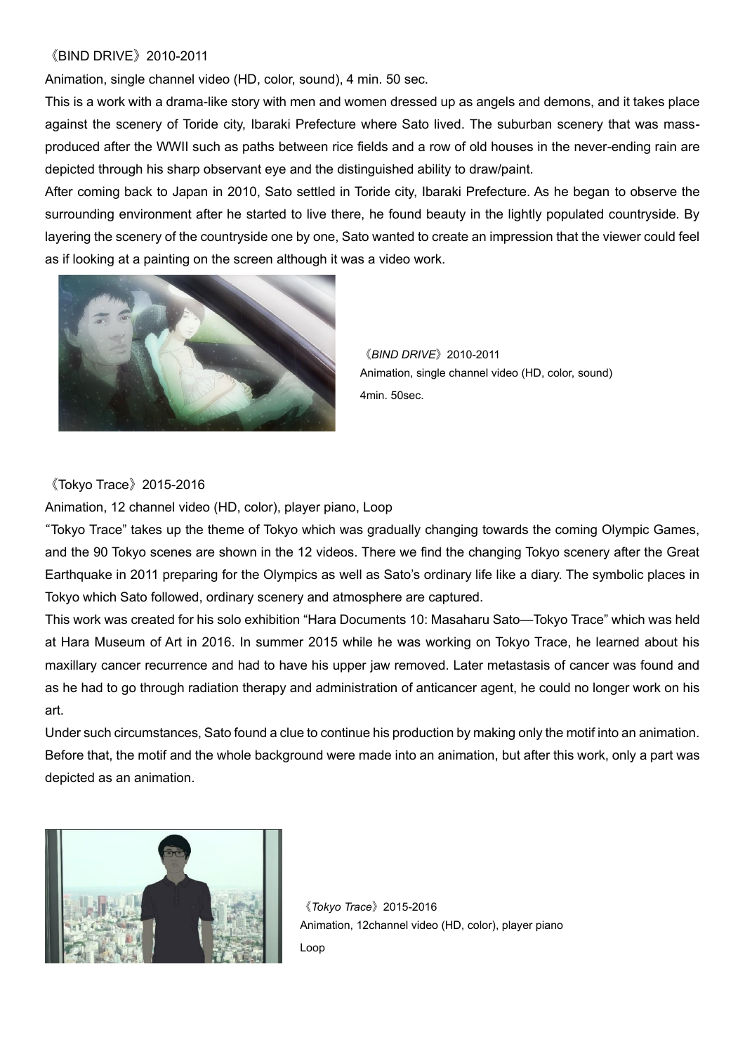《BIND DRIVE》2010-2011

Animation, single channel video (HD, color, sound), 4 min. 50 sec.

This is a work with a drama-like story with men and women dressed up as angels and demons, and it takes place against the scenery of Toride city, Ibaraki Prefecture where Sato lived. The suburban scenery that was mass-produced after the WWII such as paths between rice fields and a row of old houses in the never-ending rain are depicted through his sharp observant eye and the distinguished ability to draw/paint.

After coming back to Japan in 2010, Sato settled in Toride city, Ibaraki Prefecture. As he began to observe the surrounding environment after he started to live there, he found beauty in the lightly populated countryside. By layering the scenery of the countryside one by one, Sato wanted to create an impression that the viewer could feel as if looking at a painting on the screen although it was a video work.

《*BIND DRIVE*》2010-2011
Animation, single channel video (HD, color, sound)
4min. 50sec.

《Tokyo Trace》2015-2016

Animation, 12 channel video (HD, color), player piano, Loop

"Tokyo Trace" takes up the theme of Tokyo which was gradually changing towards the coming Olympic Games, and the 90 Tokyo scenes are shown in the 12 videos. There we find the changing Tokyo scenery after the Great Earthquake in 2011 preparing for the Olympics as well as Sato's ordinary life like a diary. The symbolic places in Tokyo which Sato followed, ordinary scenery and atmosphere are captured.

This work was created for his solo exhibition "Hara Documents 10: Masaharu Sato—Tokyo Trace" which was held at Hara Museum of Art in 2016. In summer 2015 while he was working on Tokyo Trace, he learned about his maxillary cancer recurrence and had to have his upper jaw removed. Later metastasis of cancer was found and as he had to go through radiation therapy and administration of anticancer agent, he could no longer work on his art.

Under such circumstances, Sato found a clue to continue his production by making only the motif into an animation. Before that, the motif and the whole background were made into an animation, but after this work, only a part was depicted as an animation.

《*Tokyo Trace*》2015-2016
Animation, 12channel video (HD, color), player piano
Loop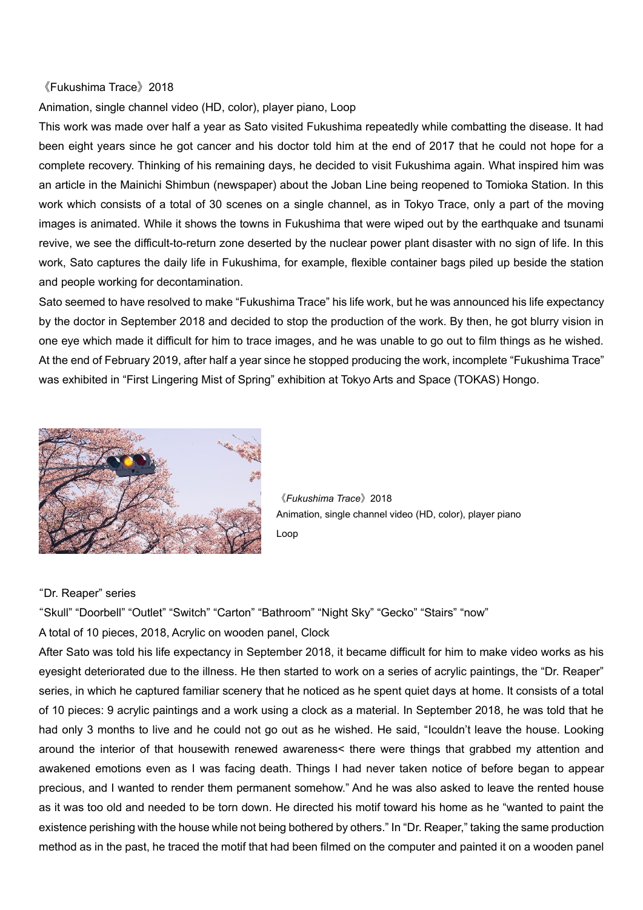《Fukushima Trace》2018

Animation, single channel video (HD, color), player piano, Loop

This work was made over half a year as Sato visited Fukushima repeatedly while combatting the disease. It had been eight years since he got cancer and his doctor told him at the end of 2017 that he could not hope for a complete recovery. Thinking of his remaining days, he decided to visit Fukushima again. What inspired him was an article in the Mainichi Shimbun (newspaper) about the Joban Line being reopened to Tomioka Station. In this work which consists of a total of 30 scenes on a single channel, as in Tokyo Trace, only a part of the moving images is animated. While it shows the towns in Fukushima that were wiped out by the earthquake and tsunami revive, we see the difficult-to-return zone deserted by the nuclear power plant disaster with no sign of life. In this work, Sato captures the daily life in Fukushima, for example, flexible container bags piled up beside the station and people working for decontamination.

Sato seemed to have resolved to make "Fukushima Trace" his life work, but he was announced his life expectancy by the doctor in September 2018 and decided to stop the production of the work. By then, he got blurry vision in one eye which made it difficult for him to trace images, and he was unable to go out to film things as he wished. At the end of February 2019, after half a year since he stopped producing the work, incomplete "Fukushima Trace" was exhibited in "First Lingering Mist of Spring" exhibition at Tokyo Arts and Space (TOKAS) Hongo.

《*Fukushima Trace*》2018
Animation, single channel video (HD, color), player piano
Loop

"Dr. Reaper" series

"Skull" "Doorbell" "Outlet" "Switch" "Carton" "Bathroom" "Night Sky" "Gecko" "Stairs" "now"

A total of 10 pieces, 2018, Acrylic on wooden panel, Clock

After Sato was told his life expectancy in September 2018, it became difficult for him to make video works as his eyesight deteriorated due to the illness. He then started to work on a series of acrylic paintings, the "Dr. Reaper" series, in which he captured familiar scenery that he noticed as he spent quiet days at home. It consists of a total of 10 pieces: 9 acrylic paintings and a work using a clock as a material. In September 2018, he was told that he had only 3 months to live and he could not go out as he wished. He said, "Icouldn't leave the house. Looking around the interior of that housewith renewed awareness< there were things that grabbed my attention and awakened emotions even as I was facing death. Things I had never taken notice of before began to appear precious, and I wanted to render them permanent somehow." And he was also asked to leave the rented house as it was too old and needed to be torn down. He directed his motif toward his home as he "wanted to paint the existence perishing with the house while not being bothered by others." In "Dr. Reaper," taking the same production method as in the past, he traced the motif that had been filmed on the computer and painted it on a wooden panel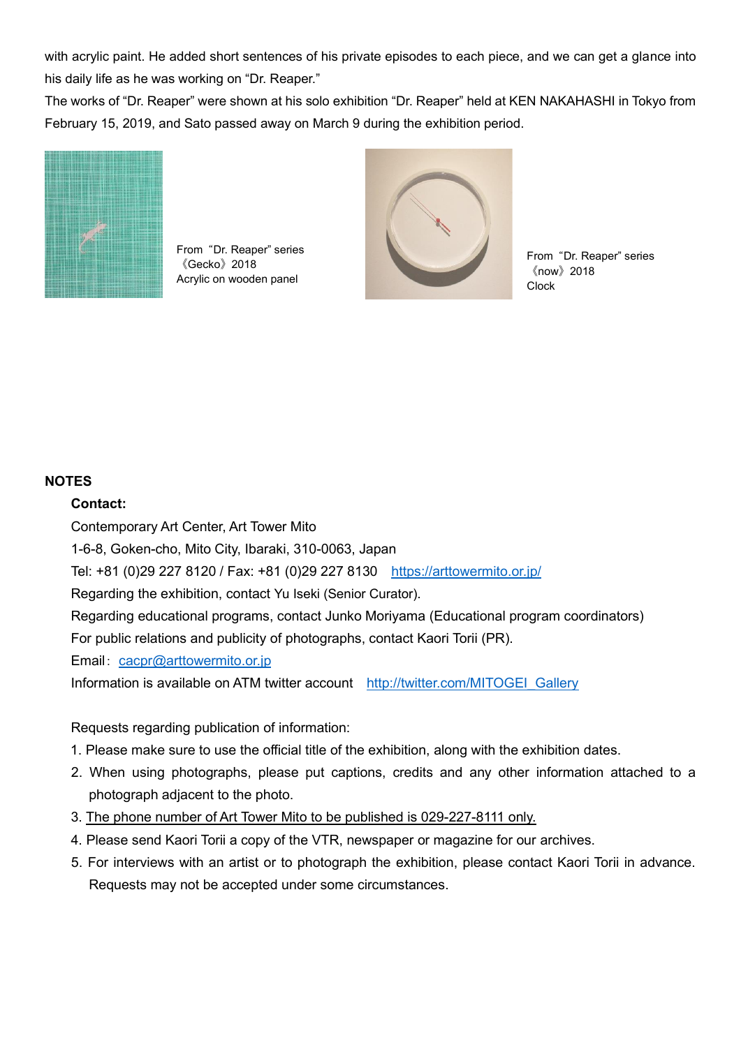with acrylic paint. He added short sentences of his private episodes to each piece, and we can get a glance into his daily life as he was working on "Dr. Reaper."

The works of "Dr. Reaper" were shown at his solo exhibition "Dr. Reaper" held at KEN NAKAHASHI in Tokyo from February 15, 2019, and Sato passed away on March 9 during the exhibition period.

From "Dr. Reaper" series
《Gecko》2018
Acrylic on wooden panel

From "Dr. Reaper" series
《now》2018
Clock

**NOTES**

**Contact:**

Contemporary Art Center, Art Tower Mito
1-6-8, Goken-cho, Mito City, Ibaraki, 310-0063, Japan
Tel: +81 (0)29 227 8120 / Fax: +81 (0)29 227 8130 https://arttowermito.or.jp/
Regarding the exhibition, contact Yu Iseki (Senior Curator).
Regarding educational programs, contact Junko Moriyama (Educational program coordinators)
For public relations and publicity of photographs, contact Kaori Torii (PR).
Email: cacpr@arttowermito.or.jp
Information is available on ATM twitter account http://twitter.com/MITOGEI_Gallery

Requests regarding publication of information:

1. Please make sure to use the official title of the exhibition, along with the exhibition dates.
2. When using photographs, please put captions, credits and any other information attached to a photograph adjacent to the photo.
3. The phone number of Art Tower Mito to be published is 029-227-8111 only.
4. Please send Kaori Torii a copy of the VTR, newspaper or magazine for our archives.
5. For interviews with an artist or to photograph the exhibition, please contact Kaori Torii in advance. Requests may not be accepted under some circumstances.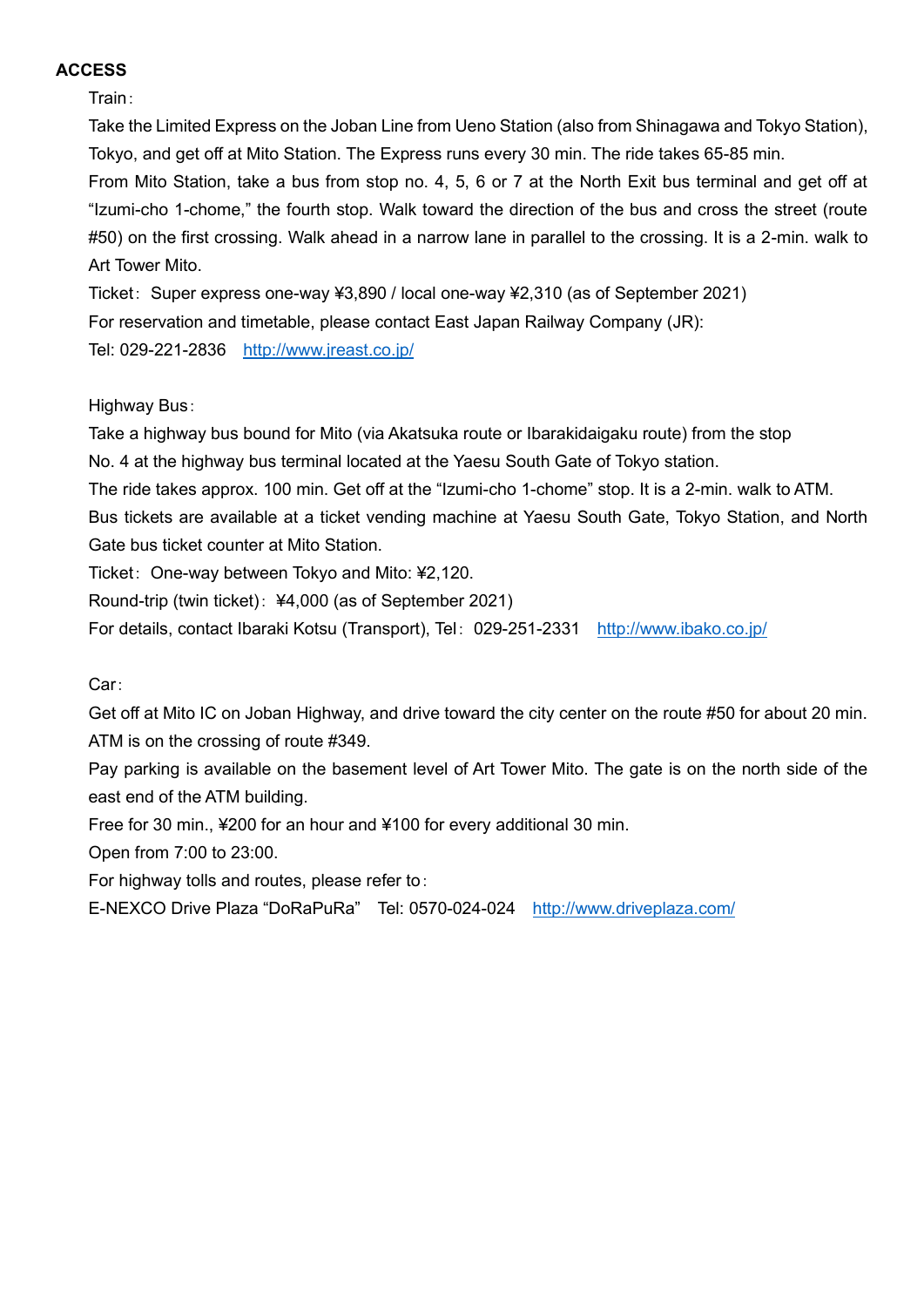**ACCESS**

Train：

Take the Limited Express on the Joban Line from Ueno Station (also from Shinagawa and Tokyo Station), Tokyo, and get off at Mito Station. The Express runs every 30 min. The ride takes 65-85 min.

From Mito Station, take a bus from stop no. 4, 5, 6 or 7 at the North Exit bus terminal and get off at "Izumi-cho 1-chome," the fourth stop. Walk toward the direction of the bus and cross the street (route #50) on the first crossing. Walk ahead in a narrow lane in parallel to the crossing. It is a 2-min. walk to Art Tower Mito.

Ticket：Super express one-way ¥3,890 / local one-way ¥2,310 (as of September 2021)

For reservation and timetable, please contact East Japan Railway Company (JR):

Tel: 029-221-2836　[http://www.jreast.co.jp/](http://www.jreast.co.jp/)

Highway Bus：

Take a highway bus bound for Mito (via Akatsuka route or Ibarakidaigaku route) from the stop No. 4 at the highway bus terminal located at the Yaesu South Gate of Tokyo station.

The ride takes approx. 100 min. Get off at the "Izumi-cho 1-chome" stop. It is a 2-min. walk to ATM.

Bus tickets are available at a ticket vending machine at Yaesu South Gate, Tokyo Station, and North Gate bus ticket counter at Mito Station.

Ticket：One-way between Tokyo and Mito: ¥2,120.

Round-trip (twin ticket)：¥4,000 (as of September 2021)

For details, contact Ibaraki Kotsu (Transport), Tel：029-251-2331　[http://www.ibako.co.jp/](http://www.ibako.co.jp/)

Car：

Get off at Mito IC on Joban Highway, and drive toward the city center on the route #50 for about 20 min. ATM is on the crossing of route #349.

Pay parking is available on the basement level of Art Tower Mito. The gate is on the north side of the east end of the ATM building.

Free for 30 min., ¥200 for an hour and ¥100 for every additional 30 min.

Open from 7:00 to 23:00.

For highway tolls and routes, please refer to：

E-NEXCO Drive Plaza "DoRaPuRa"　Tel: 0570-024-024　[http://www.driveplaza.com/](http://www.driveplaza.com/)